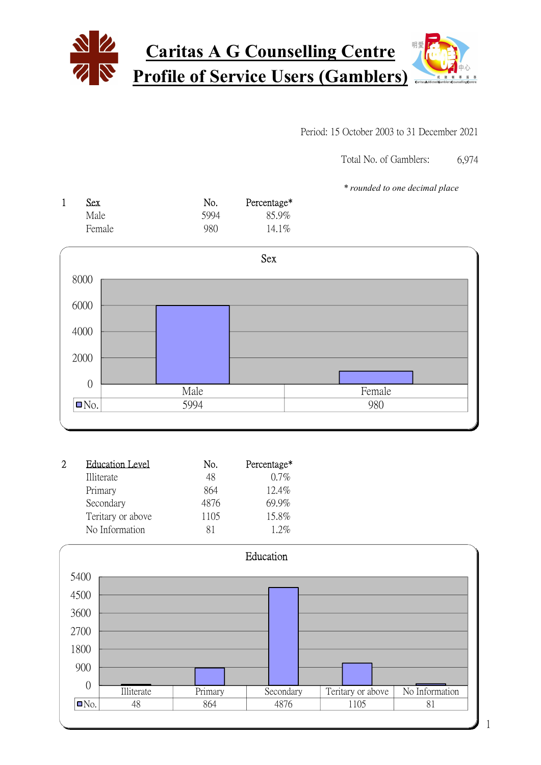# Caritas A G Counselling Centre
# Profile of Service Users (Gamblers)

Period: 15 October 2003 to 31 December 2021

Total No. of Gamblers: 6,974

*\* rounded to one decimal place*

## 1 Sex

| Sex | No. | Percentage* |
|---|---|---|
| Male | 5994 | 85.9% |
| Female | 980 | 14.1% |

**Sex**

| | Male | Female |
|---|---|---|
| No. | 5994 | 980 |

## 2 Education Level

| Education Level | No. | Percentage* |
|---|---|---|
| Illiterate | 48 | 0.7% |
| Primary | 864 | 12.4% |
| Secondary | 4876 | 69.9% |
| Teritary or above | 1105 | 15.8% |
| No Information | 81 | 1.2% |

**Education**

| | Illiterate | Primary | Secondary | Teritary or above | No Information |
|---|---|---|---|---|---|
| No. | 48 | 864 | 4876 | 1105 | 81 |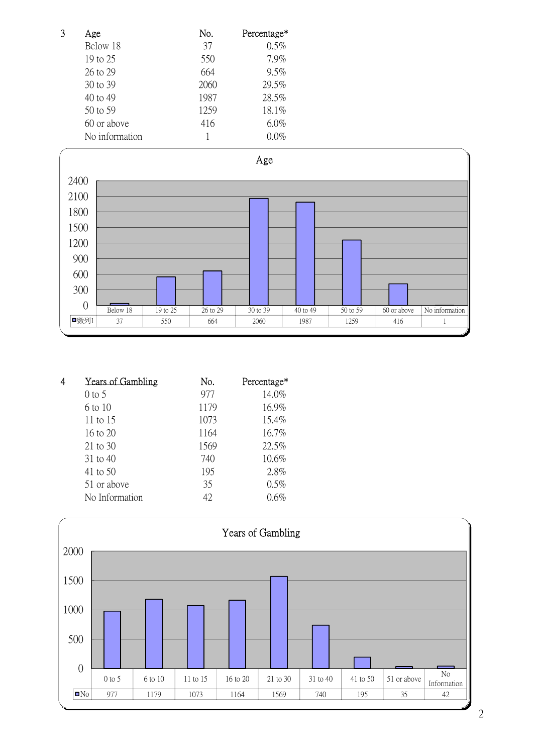3 Age

| Age | No. | Percentage* |
|---|---|---|
| Below 18 | 37 | 0.5% |
| 19 to 25 | 550 | 7.9% |
| 26 to 29 | 664 | 9.5% |
| 30 to 39 | 2060 | 29.5% |
| 40 to 49 | 1987 | 28.5% |
| 50 to 59 | 1259 | 18.1% |
| 60 or above | 416 | 6.0% |
| No information | 1 | 0.0% |

Age

| | Below 18 | 19 to 25 | 26 to 29 | 30 to 39 | 40 to 49 | 50 to 59 | 60 or above | No information |
|---|---|---|---|---|---|---|---|---|
| 數列1 | 37 | 550 | 664 | 2060 | 1987 | 1259 | 416 | 1 |

4 Years of Gambling

| Years of Gambling | No. | Percentage* |
|---|---|---|
| 0 to 5 | 977 | 14.0% |
| 6 to 10 | 1179 | 16.9% |
| 11 to 15 | 1073 | 15.4% |
| 16 to 20 | 1164 | 16.7% |
| 21 to 30 | 1569 | 22.5% |
| 31 to 40 | 740 | 10.6% |
| 41 to 50 | 195 | 2.8% |
| 51 or above | 35 | 0.5% |
| No Information | 42 | 0.6% |

Years of Gambling

| | 0 to 5 | 6 to 10 | 11 to 15 | 16 to 20 | 21 to 30 | 31 to 40 | 41 to 50 | 51 or above | No Information |
|---|---|---|---|---|---|---|---|---|---|
| No | 977 | 1179 | 1073 | 1164 | 1569 | 740 | 195 | 35 | 42 |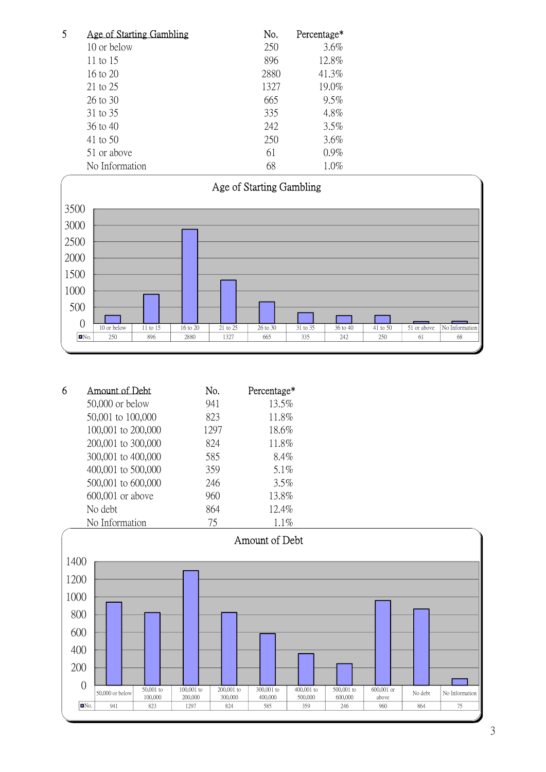## 5 Age of Starting Gambling

| Age of Starting Gambling | No. | Percentage* |
|---|---|---|
| 10 or below | 250 | 3.6% |
| 11 to 15 | 896 | 12.8% |
| 16 to 20 | 2880 | 41.3% |
| 21 to 25 | 1327 | 19.0% |
| 26 to 30 | 665 | 9.5% |
| 31 to 35 | 335 | 4.8% |
| 36 to 40 | 242 | 3.5% |
| 41 to 50 | 250 | 3.6% |
| 51 or above | 61 | 0.9% |
| No Information | 68 | 1.0% |

**Age of Starting Gambling**

| | 10 or below | 11 to 15 | 16 to 20 | 21 to 25 | 26 to 30 | 31 to 35 | 36 to 40 | 41 to 50 | 51 or above | No Information |
|---|---|---|---|---|---|---|---|---|---|---|
| No. | 250 | 896 | 2880 | 1327 | 665 | 335 | 242 | 250 | 61 | 68 |

## 6 Amount of Debt

| Amount of Debt | No. | Percentage* |
|---|---|---|
| 50,000 or below | 941 | 13.5% |
| 50,001 to 100,000 | 823 | 11.8% |
| 100,001 to 200,000 | 1297 | 18.6% |
| 200,001 to 300,000 | 824 | 11.8% |
| 300,001 to 400,000 | 585 | 8.4% |
| 400,001 to 500,000 | 359 | 5.1% |
| 500,001 to 600,000 | 246 | 3.5% |
| 600,001 or above | 960 | 13.8% |
| No debt | 864 | 12.4% |
| No Information | 75 | 1.1% |

**Amount of Debt**

| | 50,000 or below | 50,001 to 100,000 | 100,001 to 200,000 | 200,001 to 300,000 | 300,001 to 400,000 | 400,001 to 500,000 | 500,001 to 600,000 | 600,001 or above | No debt | No Information |
|---|---|---|---|---|---|---|---|---|---|---|
| No. | 941 | 823 | 1297 | 824 | 585 | 359 | 246 | 960 | 864 | 75 |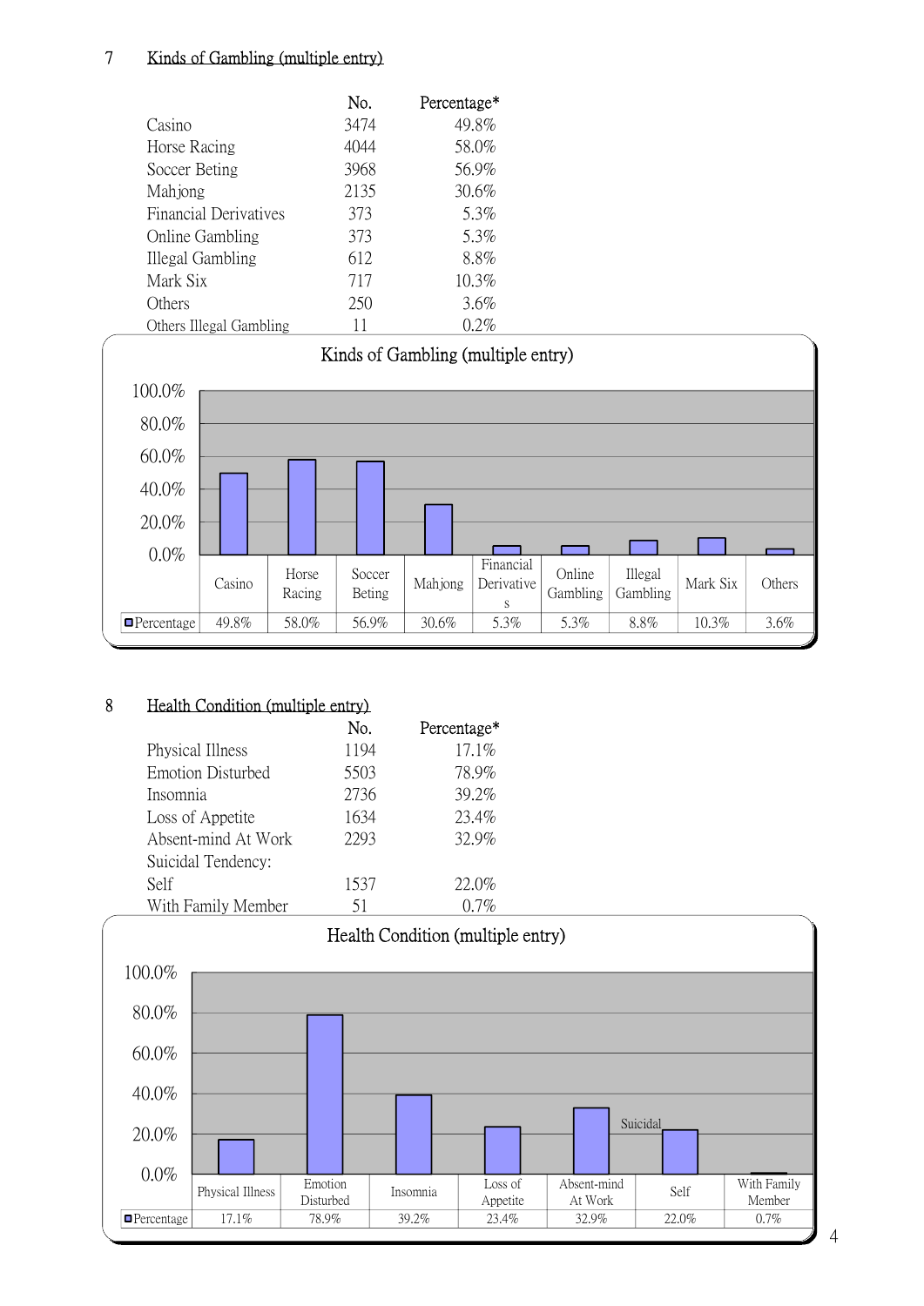## 7 Kinds of Gambling (multiple entry)

| | No. | Percentage* |
|---|---|---|
| Casino | 3474 | 49.8% |
| Horse Racing | 4044 | 58.0% |
| Soccer Beting | 3968 | 56.9% |
| Mahjong | 2135 | 30.6% |
| Financial Derivatives | 373 | 5.3% |
| Online Gambling | 373 | 5.3% |
| Illegal Gambling | 612 | 8.8% |
| Mark Six | 717 | 10.3% |
| Others | 250 | 3.6% |
| Others Illegal Gambling | 11 | 0.2% |

**Kinds of Gambling (multiple entry)**

| | Casino | Horse Racing | Soccer Beting | Mahjong | Financial Derivatives | Online Gambling | Illegal Gambling | Mark Six | Others |
|---|---|---|---|---|---|---|---|---|---|
| Percentage | 49.8% | 58.0% | 56.9% | 30.6% | 5.3% | 5.3% | 8.8% | 10.3% | 3.6% |

## 8 Health Condition (multiple entry)

| | No. | Percentage* |
|---|---|---|
| Physical Illness | 1194 | 17.1% |
| Emotion Disturbed | 5503 | 78.9% |
| Insomnia | 2736 | 39.2% |
| Loss of Appetite | 1634 | 23.4% |
| Absent-mind At Work | 2293 | 32.9% |
| Suicidal Tendency: | | |
| Self | 1537 | 22.0% |
| With Family Member | 51 | 0.7% |

**Health Condition (multiple entry)**

| | Physical Illness | Emotion Disturbed | Insomnia | Loss of Appetite | Absent-mind At Work | Suicidal Self | With Family Member |
|---|---|---|---|---|---|---|---|
| Percentage | 17.1% | 78.9% | 39.2% | 23.4% | 32.9% | 22.0% | 0.7% |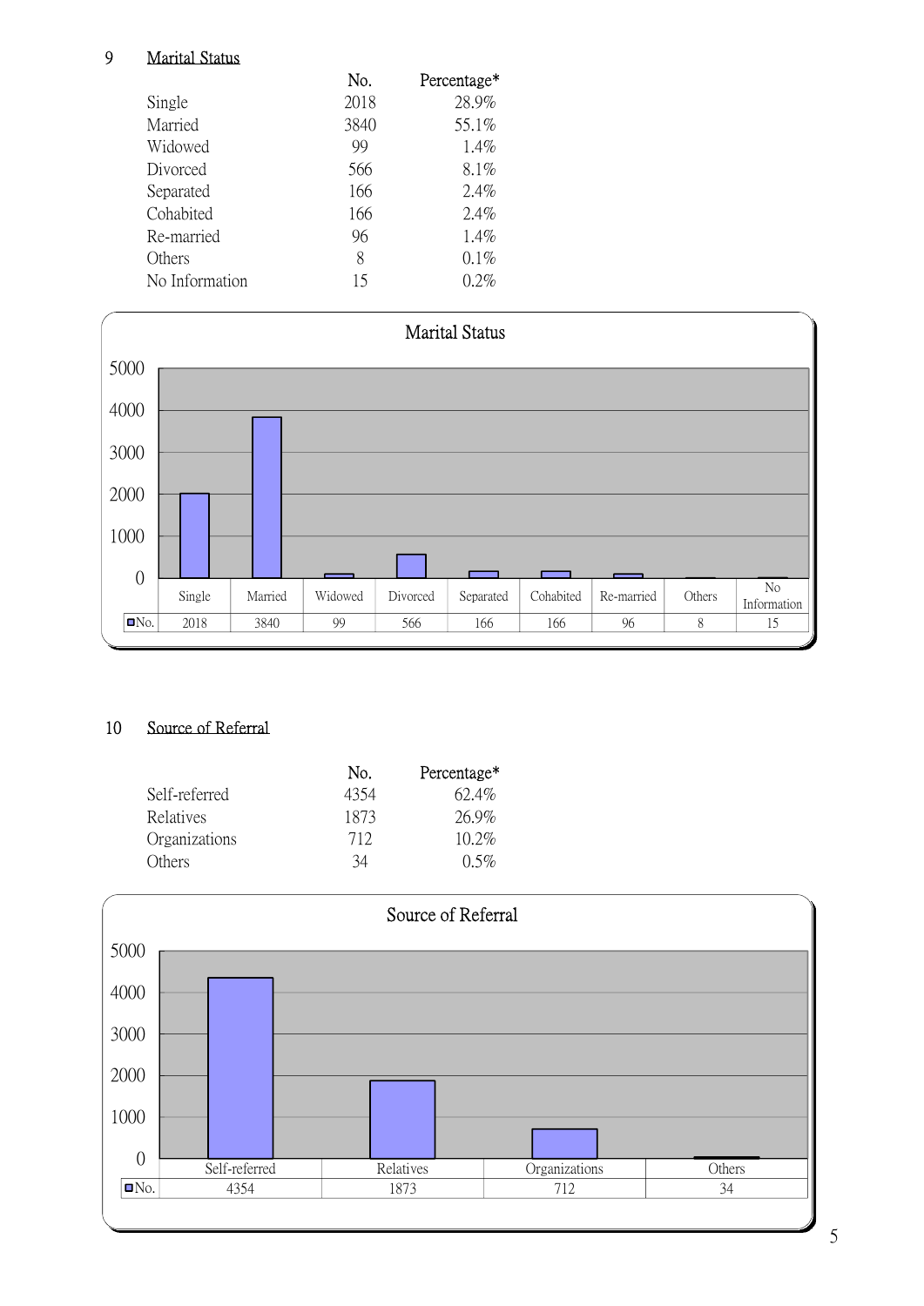## 9 Marital Status

| | No. | Percentage* |
|---|---|---|
| Single | 2018 | 28.9% |
| Married | 3840 | 55.1% |
| Widowed | 99 | 1.4% |
| Divorced | 566 | 8.1% |
| Separated | 166 | 2.4% |
| Cohabited | 166 | 2.4% |
| Re-married | 96 | 1.4% |
| Others | 8 | 0.1% |
| No Information | 15 | 0.2% |

**Marital Status**

| | Single | Married | Widowed | Divorced | Separated | Cohabited | Re-married | Others | No Information |
|---|---|---|---|---|---|---|---|---|---|
| No. | 2018 | 3840 | 99 | 566 | 166 | 166 | 96 | 8 | 15 |

## 10 Source of Referral

| | No. | Percentage* |
|---|---|---|
| Self-referred | 4354 | 62.4% |
| Relatives | 1873 | 26.9% |
| Organizations | 712 | 10.2% |
| Others | 34 | 0.5% |

**Source of Referral**

| | Self-referred | Relatives | Organizations | Others |
|---|---|---|---|---|
| No. | 4354 | 1873 | 712 | 34 |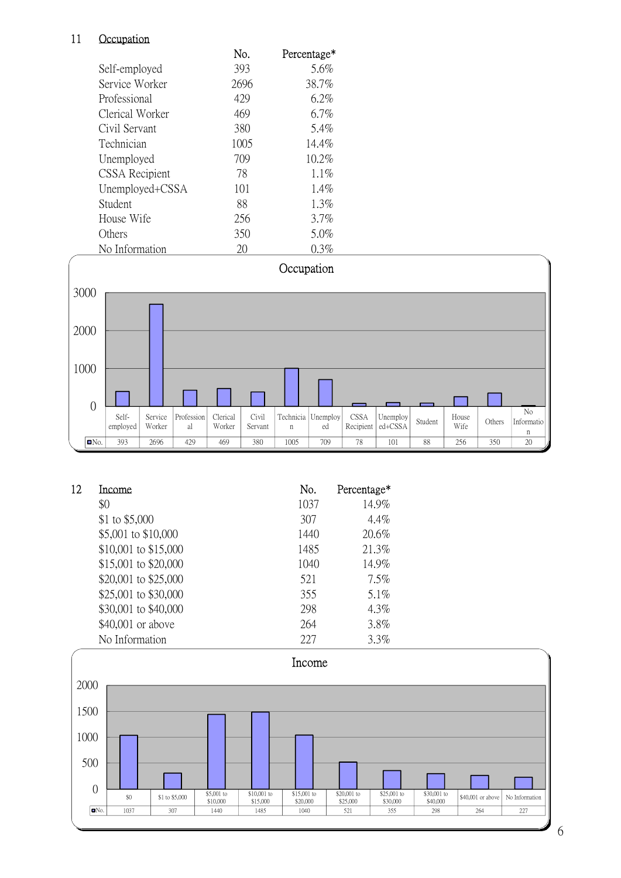## 11 Occupation

| | No. | Percentage* |
|---|---|---|
| Self-employed | 393 | 5.6% |
| Service Worker | 2696 | 38.7% |
| Professional | 429 | 6.2% |
| Clerical Worker | 469 | 6.7% |
| Civil Servant | 380 | 5.4% |
| Technician | 1005 | 14.4% |
| Unemployed | 709 | 10.2% |
| CSSA Recipient | 78 | 1.1% |
| Unemployed+CSSA | 101 | 1.4% |
| Student | 88 | 1.3% |
| House Wife | 256 | 3.7% |
| Others | 350 | 5.0% |
| No Information | 20 | 0.3% |

**Occupation**

| | Self-employed | Service Worker | Professional | Clerical Worker | Civil Servant | Technician | Unemployed | CSSA Recipient | Unemployed+CSSA | Student | House Wife | Others | No Information |
|---|---|---|---|---|---|---|---|---|---|---|---|---|---|
| No. | 393 | 2696 | 429 | 469 | 380 | 1005 | 709 | 78 | 101 | 88 | 256 | 350 | 20 |

## 12 Income

| | No. | Percentage* |
|---|---|---|
| $0 | 1037 | 14.9% |
| $1 to $5,000 | 307 | 4.4% |
| $5,001 to $10,000 | 1440 | 20.6% |
| $10,001 to $15,000 | 1485 | 21.3% |
| $15,001 to $20,000 | 1040 | 14.9% |
| $20,001 to $25,000 | 521 | 7.5% |
| $25,001 to $30,000 | 355 | 5.1% |
| $30,001 to $40,000 | 298 | 4.3% |
| $40,001 or above | 264 | 3.8% |
| No Information | 227 | 3.3% |

**Income**

| | $0 | $1 to $5,000 | $5,001 to $10,000 | $10,001 to $15,000 | $15,001 to $20,000 | $20,001 to $25,000 | $25,001 to $30,000 | $30,001 to $40,000 | $40,001 or above | No Information |
|---|---|---|---|---|---|---|---|---|---|---|
| No. | 1037 | 307 | 1440 | 1485 | 1040 | 521 | 355 | 298 | 264 | 227 |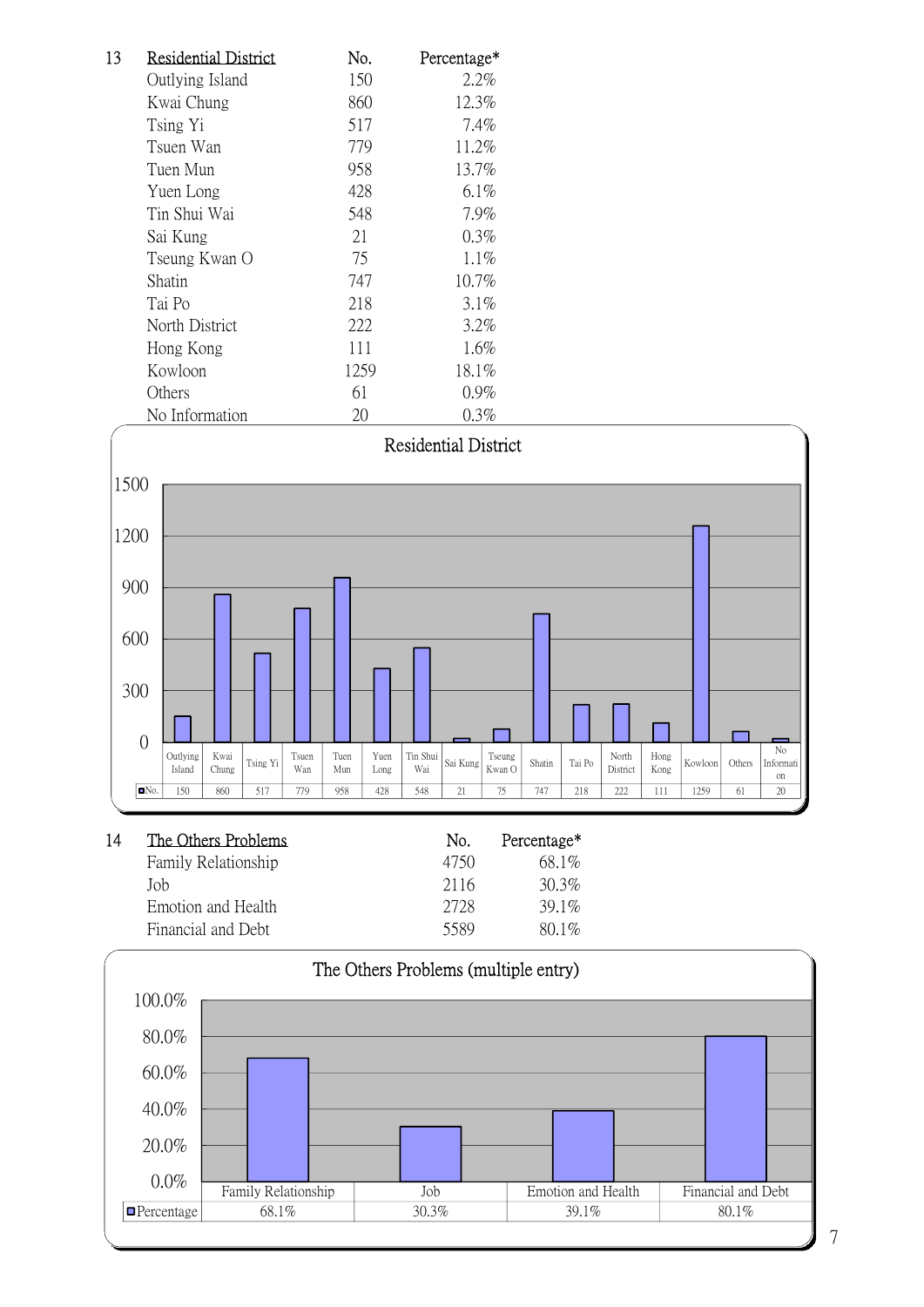13 Residential District

| Residential District | No. | Percentage* |
| --- | --- | --- |
| Outlying Island | 150 | 2.2% |
| Kwai Chung | 860 | 12.3% |
| Tsing Yi | 517 | 7.4% |
| Tsuen Wan | 779 | 11.2% |
| Tuen Mun | 958 | 13.7% |
| Yuen Long | 428 | 6.1% |
| Tin Shui Wai | 548 | 7.9% |
| Sai Kung | 21 | 0.3% |
| Tseung Kwan O | 75 | 1.1% |
| Shatin | 747 | 10.7% |
| Tai Po | 218 | 3.1% |
| North District | 222 | 3.2% |
| Hong Kong | 111 | 1.6% |
| Kowloon | 1259 | 18.1% |
| Others | 61 | 0.9% |
| No Information | 20 | 0.3% |

Residential District

1500
1200
900
600
300
0

Outlying Island, Kwai Chung, Tsing Yi, Tsuen Wan, Tuen Mun, Yuen Long, Tin Shui Wai, Sai Kung, Tseung Kwan O, Shatin, Tai Po, North District, Hong Kong, Kowloon, Others, No Information

No. 150, 860, 517, 779, 958, 428, 548, 21, 75, 747, 218, 222, 111, 1259, 61, 20

14 The Others Problems

| The Others Problems | No. | Percentage* |
| --- | --- | --- |
| Family Relationship | 4750 | 68.1% |
| Job | 2116 | 30.3% |
| Emotion and Health | 2728 | 39.1% |
| Financial and Debt | 5589 | 80.1% |

The Others Problems (multiple entry)

100.0%
80.0%
60.0%
40.0%
20.0%
0.0%

Family Relationship, Job, Emotion and Health, Financial and Debt

Percentage 68.1%, 30.3%, 39.1%, 80.1%